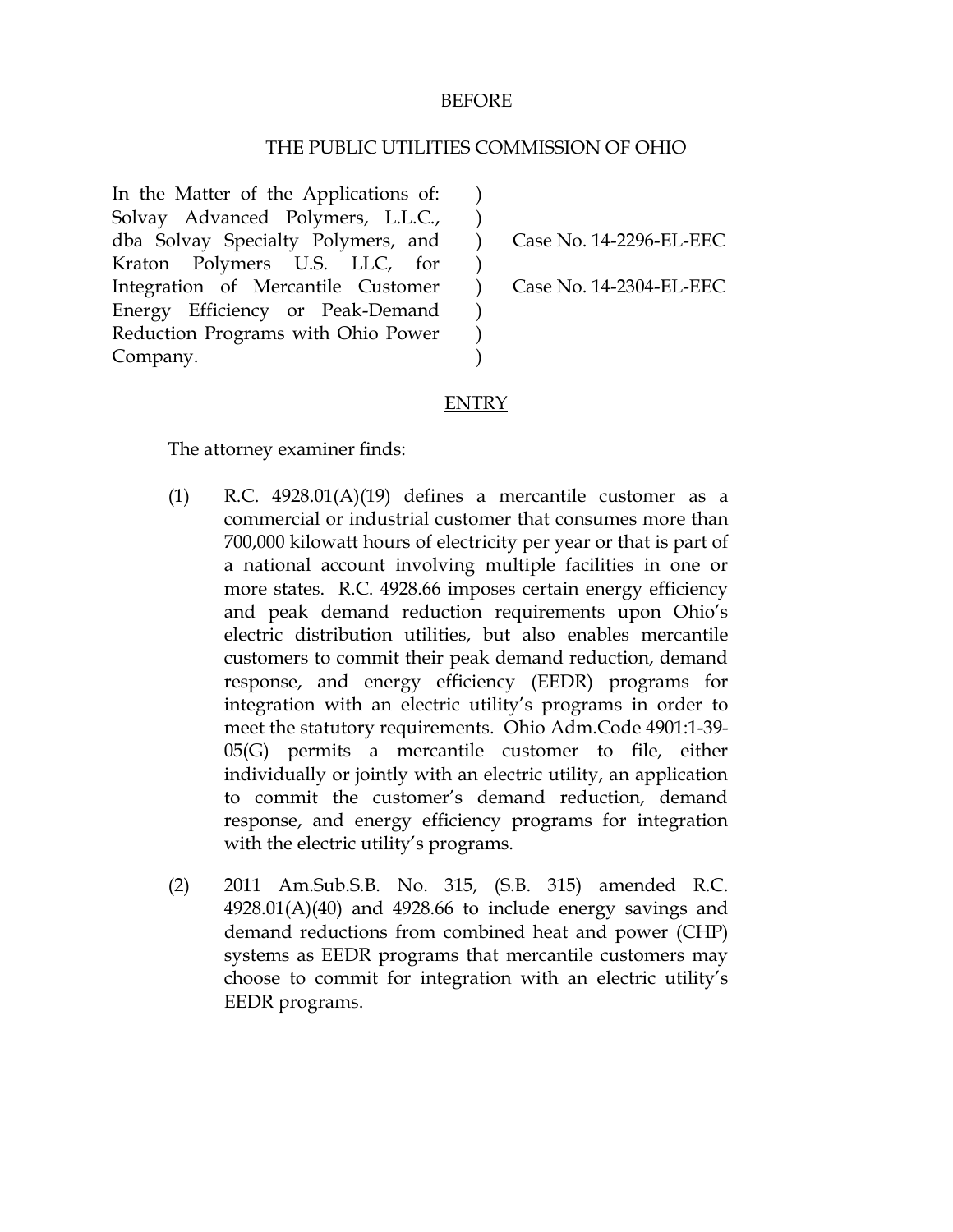BEFORE

THE PUBLIC UTILITIES COMMISSION OF OHIO

| | | |
|---|---|---|
| In the Matter of the Applications of: Solvay Advanced Polymers, L.L.C., dba Solvay Specialty Polymers, and Kraton Polymers U.S. LLC, for Integration of Mercantile Customer Energy Efficiency or Peak-Demand Reduction Programs with Ohio Power Company. | ) ) ) ) ) ) ) ) | Case No. 14-2296-EL-EEC<br><br>Case No. 14-2304-EL-EEC |

ENTRY

The attorney examiner finds:

(1) R.C. 4928.01(A)(19) defines a mercantile customer as a commercial or industrial customer that consumes more than 700,000 kilowatt hours of electricity per year or that is part of a national account involving multiple facilities in one or more states. R.C. 4928.66 imposes certain energy efficiency and peak demand reduction requirements upon Ohio's electric distribution utilities, but also enables mercantile customers to commit their peak demand reduction, demand response, and energy efficiency (EEDR) programs for integration with an electric utility's programs in order to meet the statutory requirements. Ohio Adm.Code 4901:1-39-05(G) permits a mercantile customer to file, either individually or jointly with an electric utility, an application to commit the customer's demand reduction, demand response, and energy efficiency programs for integration with the electric utility's programs.

(2) 2011 Am.Sub.S.B. No. 315, (S.B. 315) amended R.C. 4928.01(A)(40) and 4928.66 to include energy savings and demand reductions from combined heat and power (CHP) systems as EEDR programs that mercantile customers may choose to commit for integration with an electric utility's EEDR programs.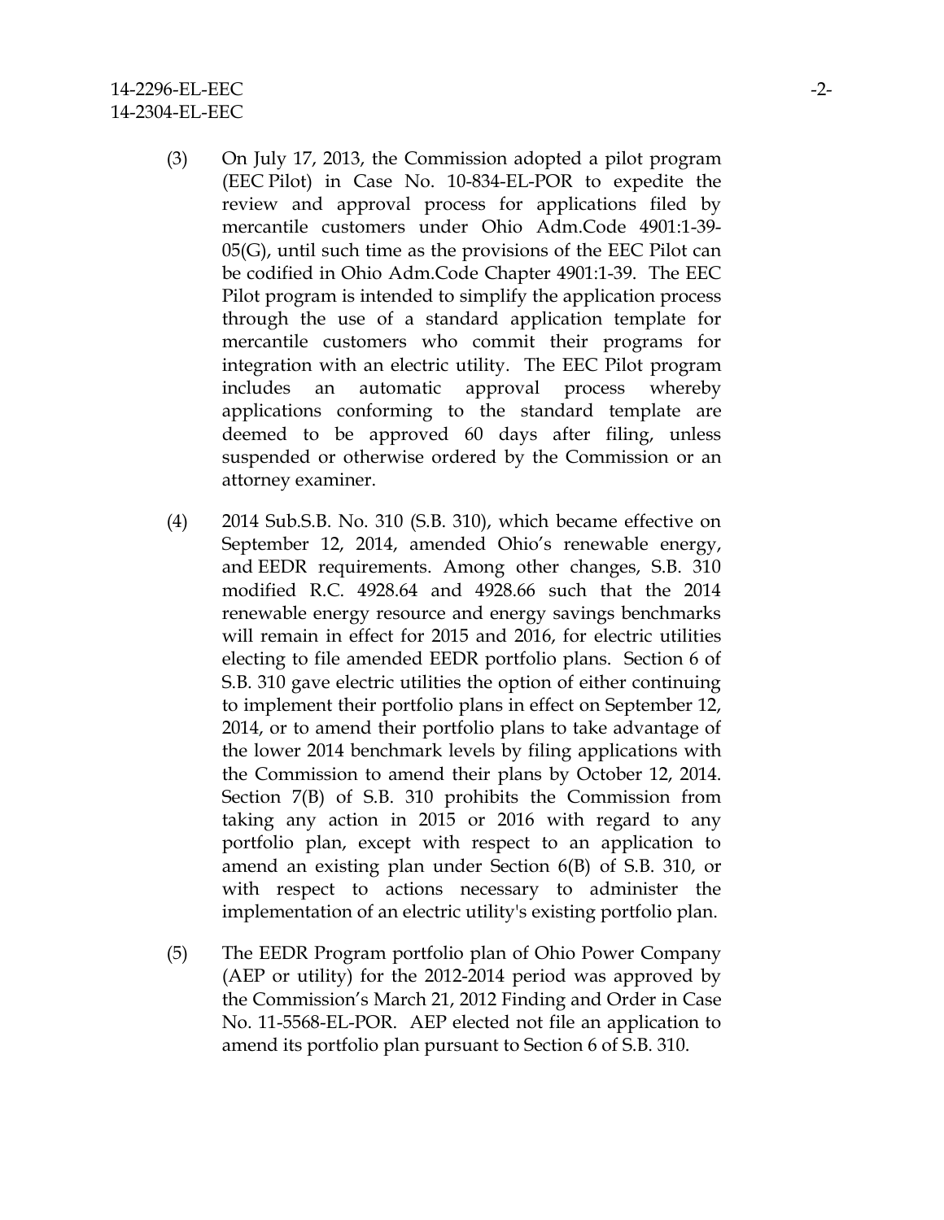(3) On July 17, 2013, the Commission adopted a pilot program (EEC Pilot) in Case No. 10-834-EL-POR to expedite the review and approval process for applications filed by mercantile customers under Ohio Adm.Code 4901:1-39-05(G), until such time as the provisions of the EEC Pilot can be codified in Ohio Adm.Code Chapter 4901:1-39. The EEC Pilot program is intended to simplify the application process through the use of a standard application template for mercantile customers who commit their programs for integration with an electric utility. The EEC Pilot program includes an automatic approval process whereby applications conforming to the standard template are deemed to be approved 60 days after filing, unless suspended or otherwise ordered by the Commission or an attorney examiner.

(4) 2014 Sub.S.B. No. 310 (S.B. 310), which became effective on September 12, 2014, amended Ohio's renewable energy, and EEDR requirements. Among other changes, S.B. 310 modified R.C. 4928.64 and 4928.66 such that the 2014 renewable energy resource and energy savings benchmarks will remain in effect for 2015 and 2016, for electric utilities electing to file amended EEDR portfolio plans. Section 6 of S.B. 310 gave electric utilities the option of either continuing to implement their portfolio plans in effect on September 12, 2014, or to amend their portfolio plans to take advantage of the lower 2014 benchmark levels by filing applications with the Commission to amend their plans by October 12, 2014. Section 7(B) of S.B. 310 prohibits the Commission from taking any action in 2015 or 2016 with regard to any portfolio plan, except with respect to an application to amend an existing plan under Section 6(B) of S.B. 310, or with respect to actions necessary to administer the implementation of an electric utility's existing portfolio plan.

(5) The EEDR Program portfolio plan of Ohio Power Company (AEP or utility) for the 2012-2014 period was approved by the Commission's March 21, 2012 Finding and Order in Case No. 11-5568-EL-POR. AEP elected not file an application to amend its portfolio plan pursuant to Section 6 of S.B. 310.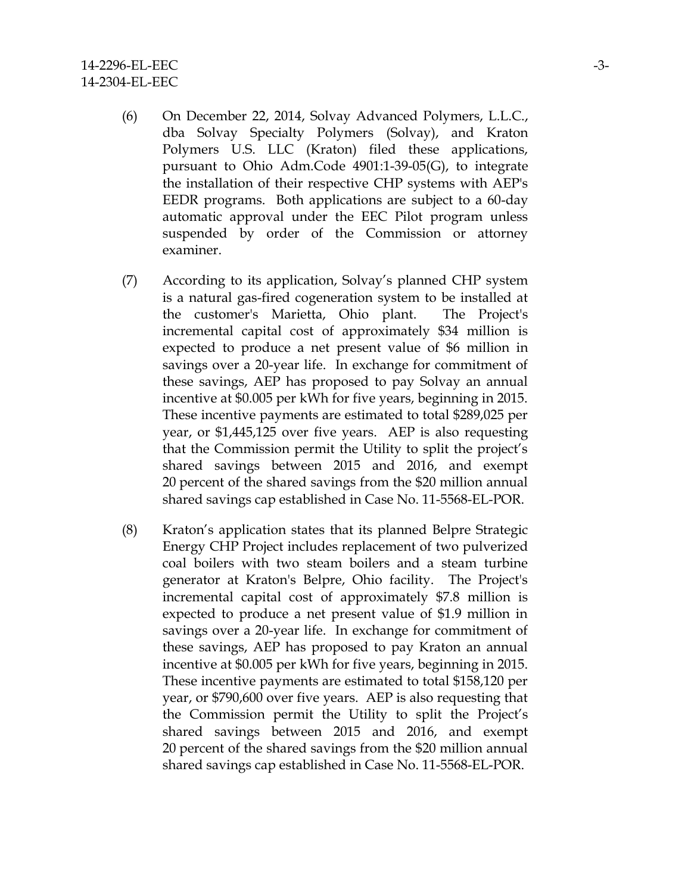(6) On December 22, 2014, Solvay Advanced Polymers, L.L.C., dba Solvay Specialty Polymers (Solvay), and Kraton Polymers U.S. LLC (Kraton) filed these applications, pursuant to Ohio Adm.Code 4901:1-39-05(G), to integrate the installation of their respective CHP systems with AEP's EEDR programs. Both applications are subject to a 60-day automatic approval under the EEC Pilot program unless suspended by order of the Commission or attorney examiner.

(7) According to its application, Solvay's planned CHP system is a natural gas-fired cogeneration system to be installed at the customer's Marietta, Ohio plant. The Project's incremental capital cost of approximately $34 million is expected to produce a net present value of $6 million in savings over a 20-year life. In exchange for commitment of these savings, AEP has proposed to pay Solvay an annual incentive at $0.005 per kWh for five years, beginning in 2015. These incentive payments are estimated to total $289,025 per year, or $1,445,125 over five years. AEP is also requesting that the Commission permit the Utility to split the project's shared savings between 2015 and 2016, and exempt 20 percent of the shared savings from the $20 million annual shared savings cap established in Case No. 11-5568-EL-POR.

(8) Kraton's application states that its planned Belpre Strategic Energy CHP Project includes replacement of two pulverized coal boilers with two steam boilers and a steam turbine generator at Kraton's Belpre, Ohio facility. The Project's incremental capital cost of approximately $7.8 million is expected to produce a net present value of $1.9 million in savings over a 20-year life. In exchange for commitment of these savings, AEP has proposed to pay Kraton an annual incentive at $0.005 per kWh for five years, beginning in 2015. These incentive payments are estimated to total $158,120 per year, or $790,600 over five years. AEP is also requesting that the Commission permit the Utility to split the Project's shared savings between 2015 and 2016, and exempt 20 percent of the shared savings from the $20 million annual shared savings cap established in Case No. 11-5568-EL-POR.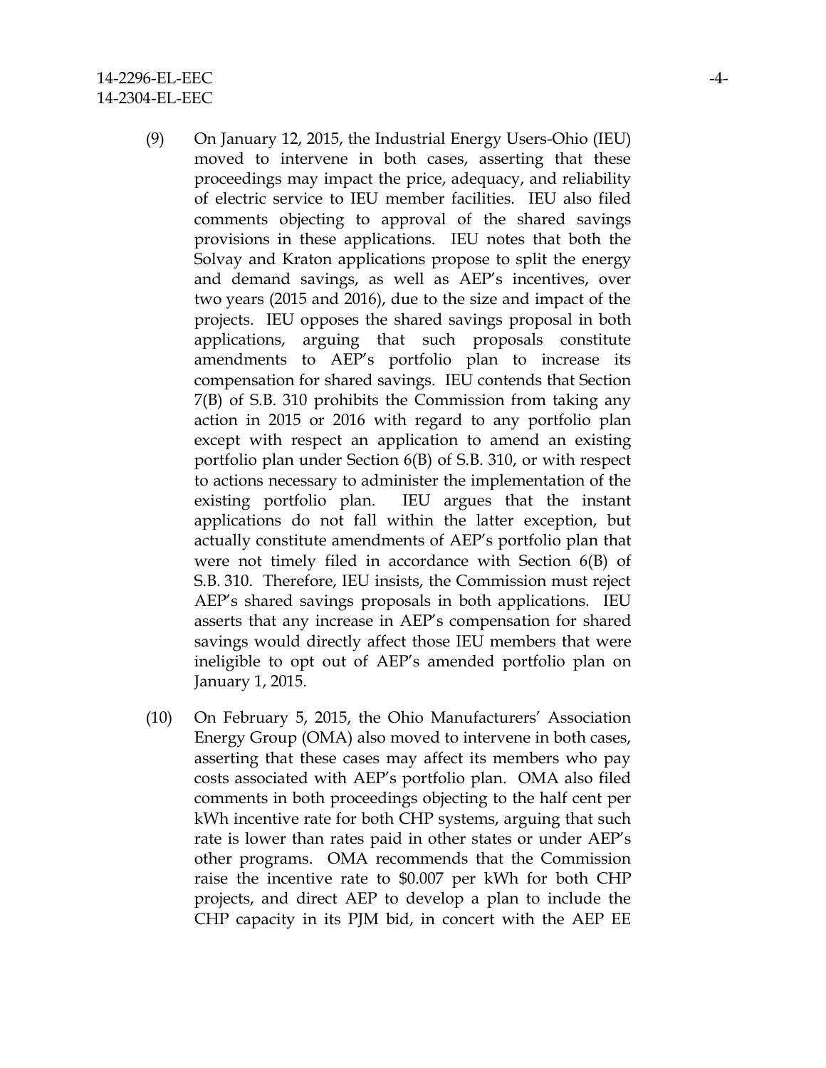(9) On January 12, 2015, the Industrial Energy Users-Ohio (IEU) moved to intervene in both cases, asserting that these proceedings may impact the price, adequacy, and reliability of electric service to IEU member facilities. IEU also filed comments objecting to approval of the shared savings provisions in these applications. IEU notes that both the Solvay and Kraton applications propose to split the energy and demand savings, as well as AEP's incentives, over two years (2015 and 2016), due to the size and impact of the projects. IEU opposes the shared savings proposal in both applications, arguing that such proposals constitute amendments to AEP's portfolio plan to increase its compensation for shared savings. IEU contends that Section 7(B) of S.B. 310 prohibits the Commission from taking any action in 2015 or 2016 with regard to any portfolio plan except with respect an application to amend an existing portfolio plan under Section 6(B) of S.B. 310, or with respect to actions necessary to administer the implementation of the existing portfolio plan. IEU argues that the instant applications do not fall within the latter exception, but actually constitute amendments of AEP's portfolio plan that were not timely filed in accordance with Section 6(B) of S.B. 310. Therefore, IEU insists, the Commission must reject AEP's shared savings proposals in both applications. IEU asserts that any increase in AEP's compensation for shared savings would directly affect those IEU members that were ineligible to opt out of AEP's amended portfolio plan on January 1, 2015.

(10) On February 5, 2015, the Ohio Manufacturers' Association Energy Group (OMA) also moved to intervene in both cases, asserting that these cases may affect its members who pay costs associated with AEP's portfolio plan. OMA also filed comments in both proceedings objecting to the half cent per kWh incentive rate for both CHP systems, arguing that such rate is lower than rates paid in other states or under AEP's other programs. OMA recommends that the Commission raise the incentive rate to $0.007 per kWh for both CHP projects, and direct AEP to develop a plan to include the CHP capacity in its PJM bid, in concert with the AEP EE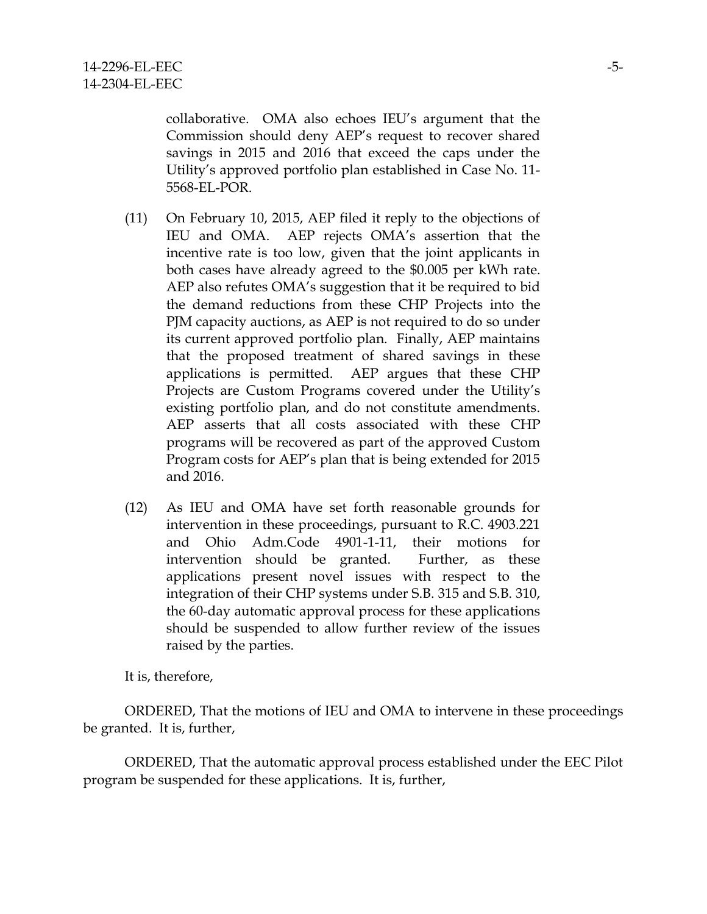collaborative. OMA also echoes IEU's argument that the Commission should deny AEP's request to recover shared savings in 2015 and 2016 that exceed the caps under the Utility's approved portfolio plan established in Case No. 11-5568-EL-POR.

(11) On February 10, 2015, AEP filed it reply to the objections of IEU and OMA. AEP rejects OMA's assertion that the incentive rate is too low, given that the joint applicants in both cases have already agreed to the $0.005 per kWh rate. AEP also refutes OMA's suggestion that it be required to bid the demand reductions from these CHP Projects into the PJM capacity auctions, as AEP is not required to do so under its current approved portfolio plan. Finally, AEP maintains that the proposed treatment of shared savings in these applications is permitted. AEP argues that these CHP Projects are Custom Programs covered under the Utility's existing portfolio plan, and do not constitute amendments. AEP asserts that all costs associated with these CHP programs will be recovered as part of the approved Custom Program costs for AEP's plan that is being extended for 2015 and 2016.

(12) As IEU and OMA have set forth reasonable grounds for intervention in these proceedings, pursuant to R.C. 4903.221 and Ohio Adm.Code 4901-1-11, their motions for intervention should be granted. Further, as these applications present novel issues with respect to the integration of their CHP systems under S.B. 315 and S.B. 310, the 60-day automatic approval process for these applications should be suspended to allow further review of the issues raised by the parties.

It is, therefore,

ORDERED, That the motions of IEU and OMA to intervene in these proceedings be granted. It is, further,

ORDERED, That the automatic approval process established under the EEC Pilot program be suspended for these applications. It is, further,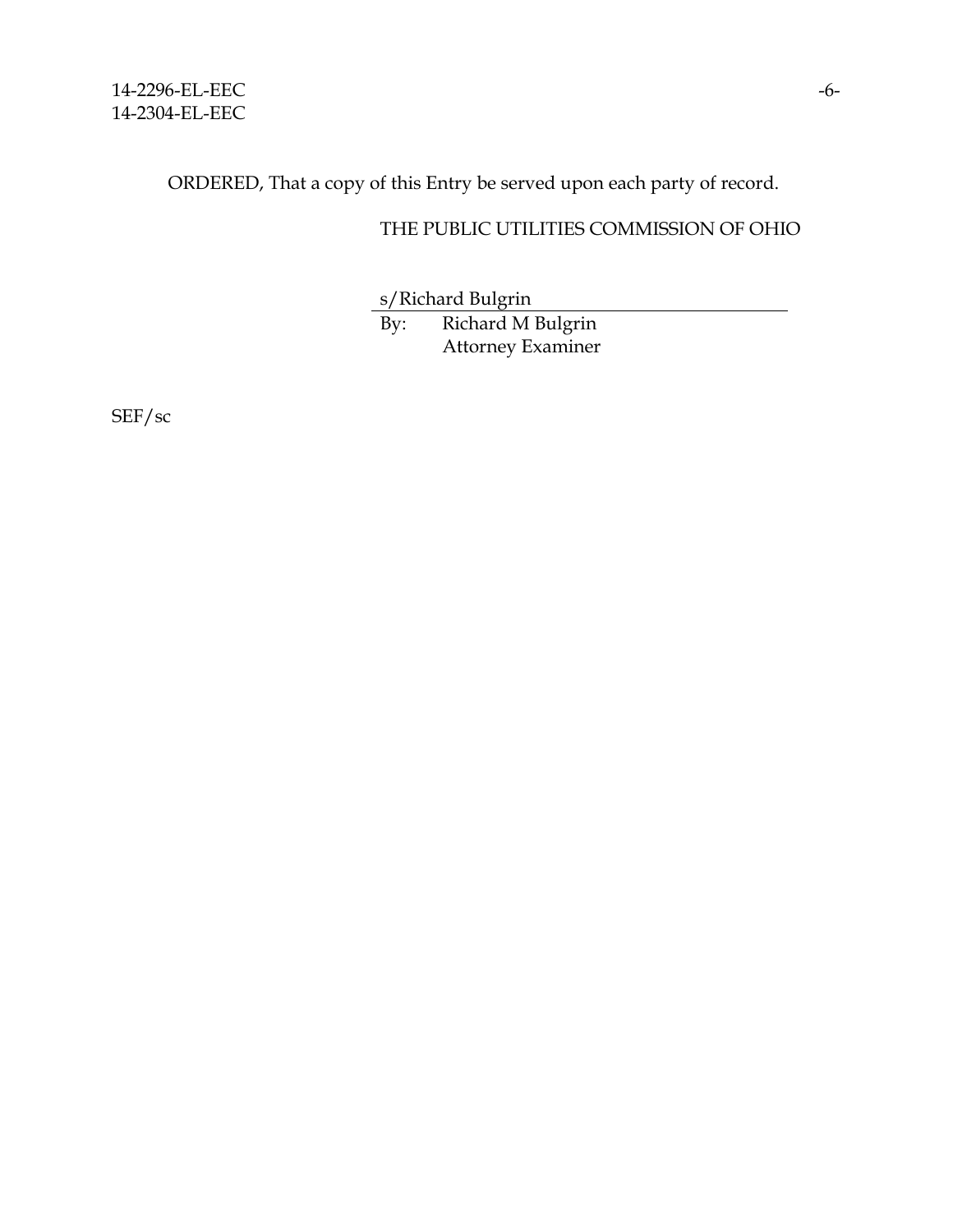ORDERED, That a copy of this Entry be served upon each party of record.

THE PUBLIC UTILITIES COMMISSION OF OHIO

s/Richard Bulgrin

By: Richard M Bulgrin
Attorney Examiner

SEF/sc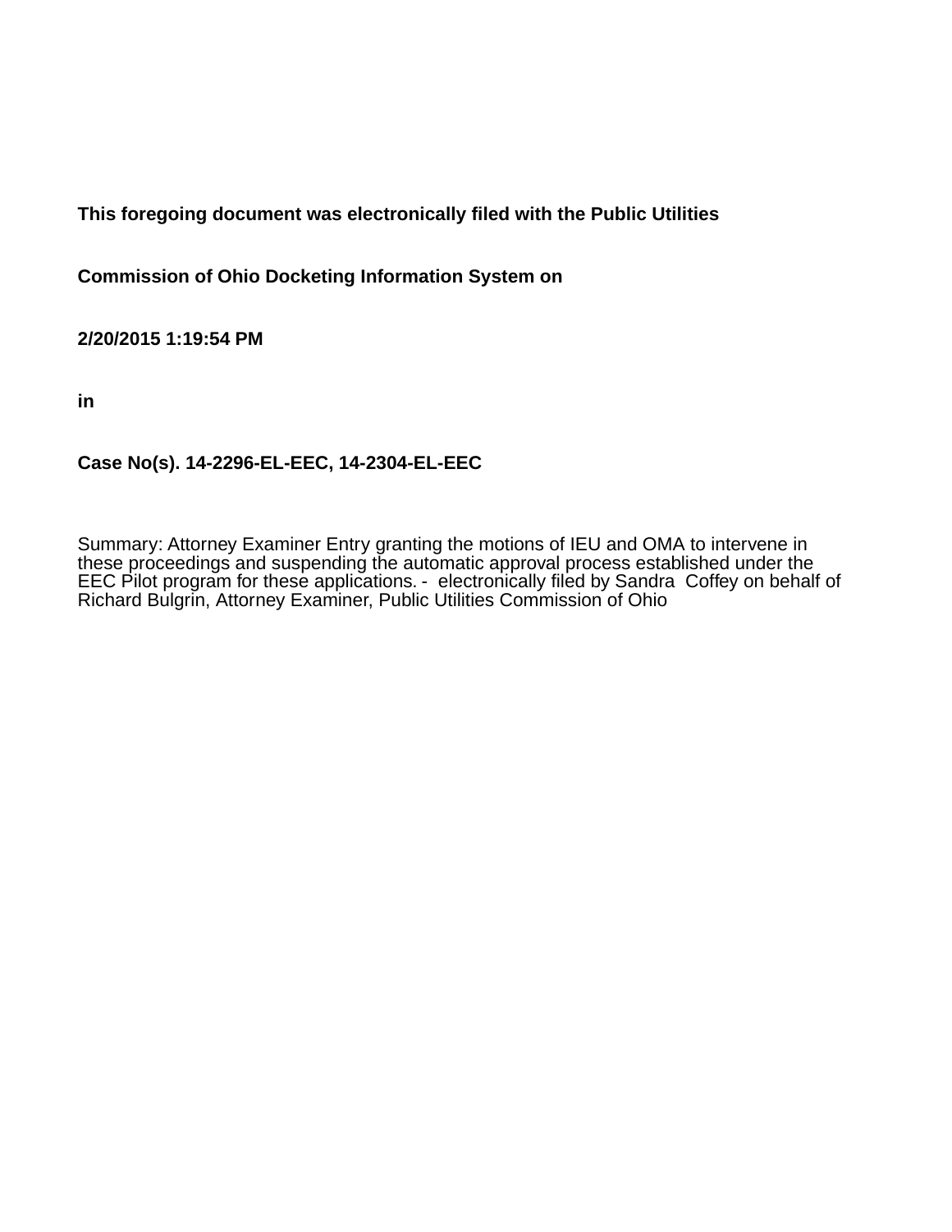**This foregoing document was electronically filed with the Public Utilities**

**Commission of Ohio Docketing Information System on**

**2/20/2015 1:19:54 PM**

**in**

**Case No(s). 14-2296-EL-EEC, 14-2304-EL-EEC**

Summary: Attorney Examiner Entry granting the motions of IEU and OMA to intervene in these proceedings and suspending the automatic approval process established under the EEC Pilot program for these applications. - electronically filed by Sandra Coffey on behalf of Richard Bulgrin, Attorney Examiner, Public Utilities Commission of Ohio